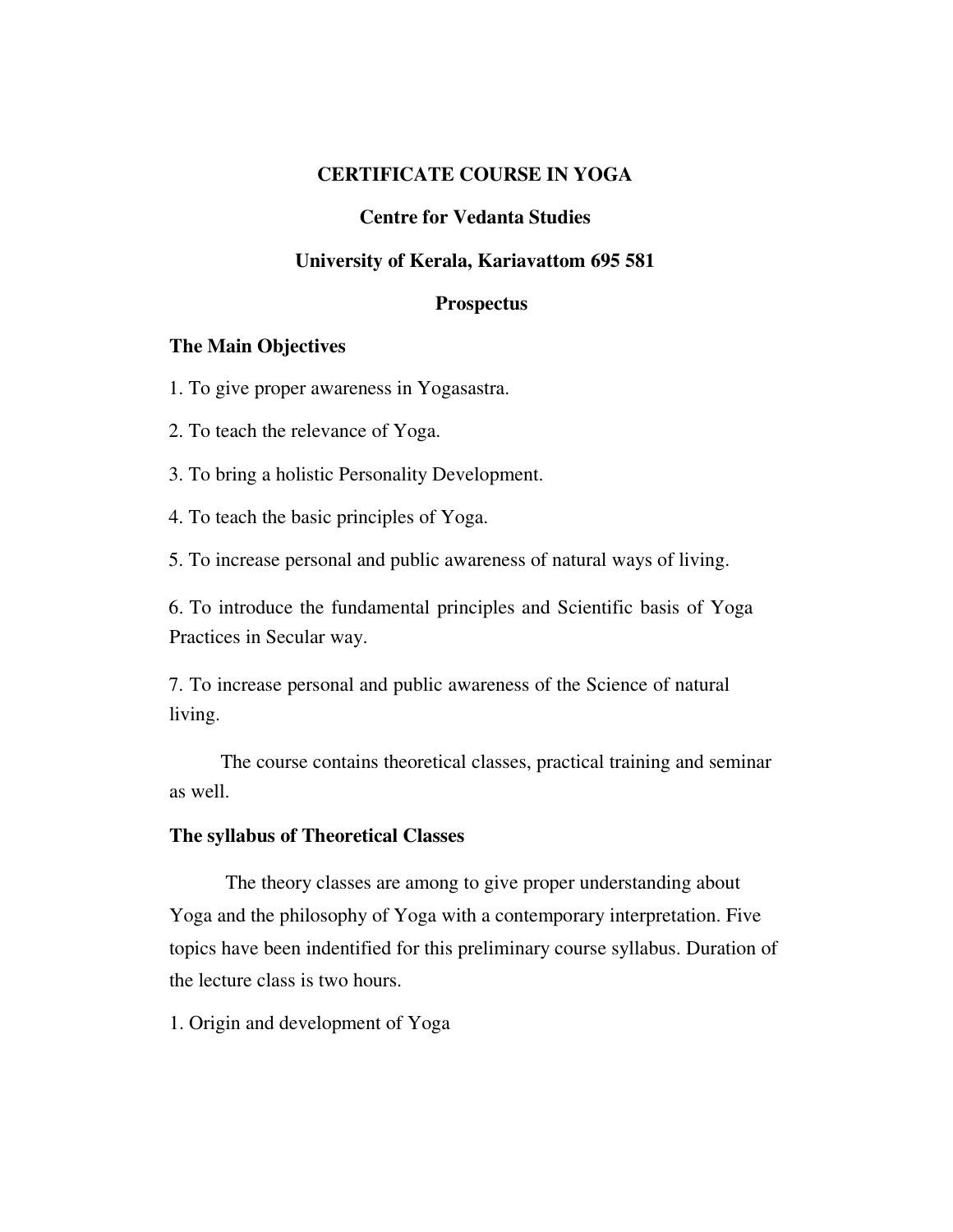# CERTIFICATE COURSE IN YOGA

## Centre for Vedanta Studies

## University of Kerala, Kariavattom 695 581

## Prospectus

### The Main Objectives

1. To give proper awareness in Yogasastra.
2. To teach the relevance of Yoga.
3. To bring a holistic Personality Development.
4. To teach the basic principles of Yoga.
5. To increase personal and public awareness of natural ways of living.
6. To introduce the fundamental principles and Scientific basis of Yoga Practices in Secular way.
7. To increase personal and public awareness of the Science of natural living.

The course contains theoretical classes, practical training and seminar as well.

### The syllabus of Theoretical Classes

The theory classes are among to give proper understanding about Yoga and the philosophy of Yoga with a contemporary interpretation. Five topics have been indentified for this preliminary course syllabus. Duration of the lecture class is two hours.

1. Origin and development of Yoga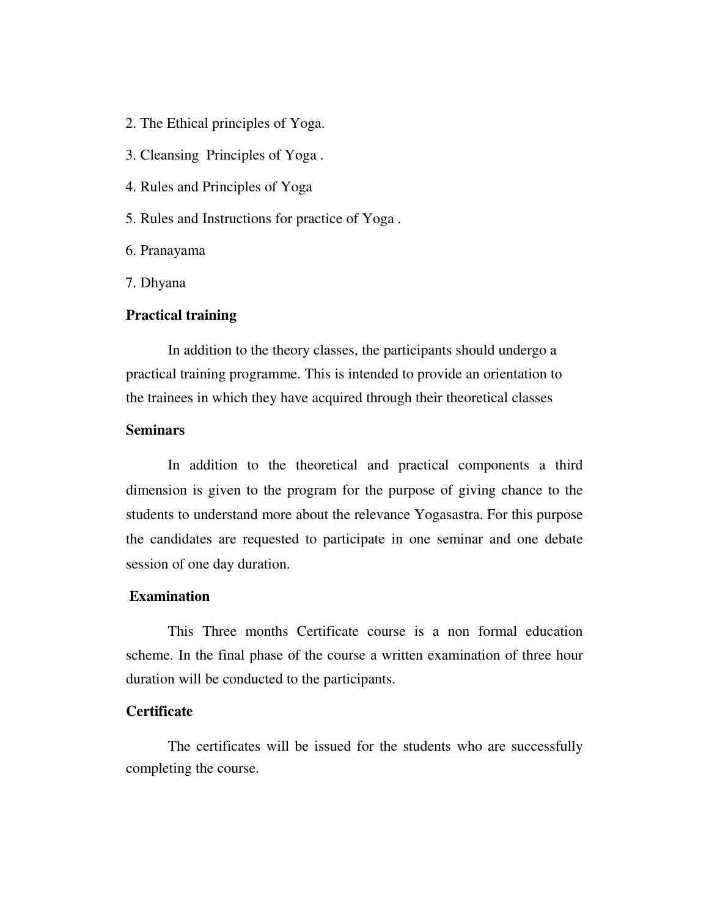2. The Ethical principles of Yoga.

3. Cleansing Principles of Yoga .

4. Rules and Principles of Yoga

5. Rules and Instructions for practice of Yoga .

6. Pranayama

7. Dhyana

**Practical training**

In addition to the theory classes, the participants should undergo a practical training programme. This is intended to provide an orientation to the trainees in which they have acquired through their theoretical classes

**Seminars**

In addition to the theoretical and practical components a third dimension is given to the program for the purpose of giving chance to the students to understand more about the relevance Yogasastra. For this purpose the candidates are requested to participate in one seminar and one debate session of one day duration.

**Examination**

This Three months Certificate course is a non formal education scheme. In the final phase of the course a written examination of three hour duration will be conducted to the participants.

**Certificate**

The certificates will be issued for the students who are successfully completing the course.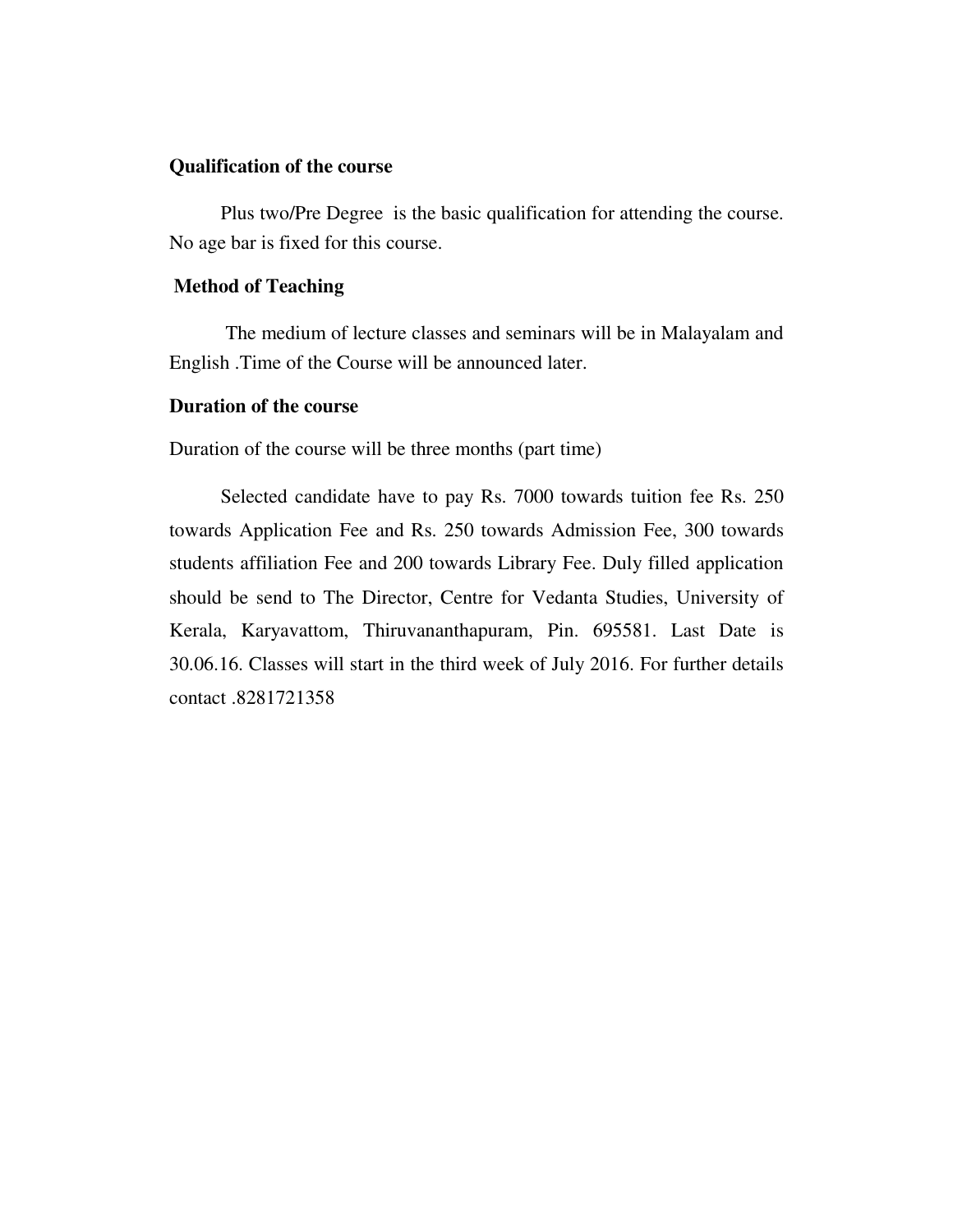**Qualification of the course**

Plus two/Pre Degree is the basic qualification for attending the course. No age bar is fixed for this course.

**Method of Teaching**

The medium of lecture classes and seminars will be in Malayalam and English .Time of the Course will be announced later.

**Duration of the course**

Duration of the course will be three months (part time)

Selected candidate have to pay Rs. 7000 towards tuition fee Rs. 250 towards Application Fee and Rs. 250 towards Admission Fee, 300 towards students affiliation Fee and 200 towards Library Fee. Duly filled application should be send to The Director, Centre for Vedanta Studies, University of Kerala, Karyavattom, Thiruvananthapuram, Pin. 695581. Last Date is 30.06.16. Classes will start in the third week of July 2016. For further details contact .8281721358